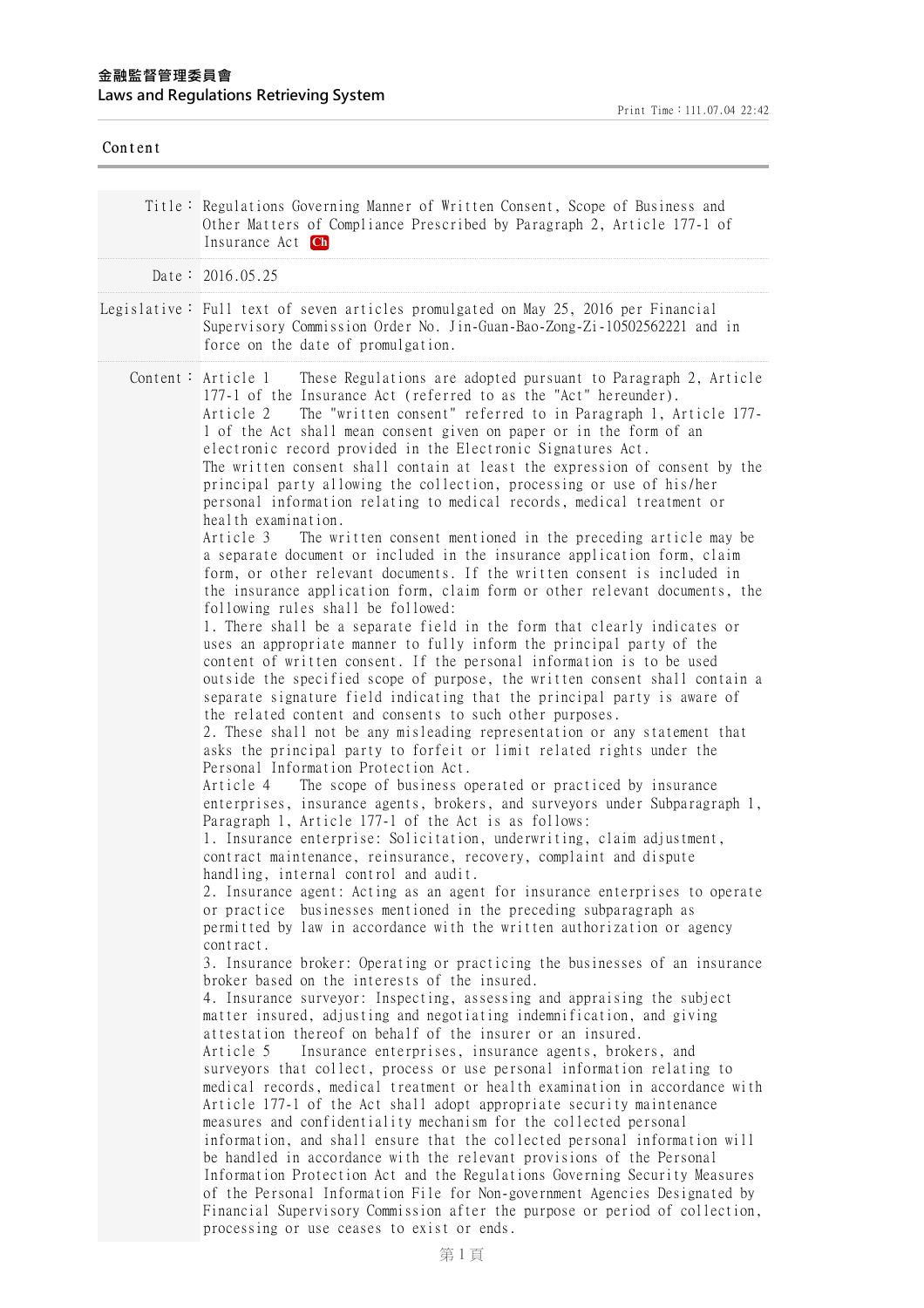**金融監督管理委員會**
**Laws and Regulations Retrieving System**

Print Time：111.07.04 22:42

Content

**Title：** Regulations Governing Manner of Written Consent, Scope of Business and Other Matters of Compliance Prescribed by Paragraph 2, Article 177-1 of Insurance Act Ch

**Date：** 2016.05.25

**Legislative：** Full text of seven articles promulgated on May 25, 2016 per Financial Supervisory Commission Order No. Jin-Guan-Bao-Zong-Zi-10502562221 and in force on the date of promulgation.

**Content：**

Article 1 These Regulations are adopted pursuant to Paragraph 2, Article 177-1 of the Insurance Act (referred to as the "Act" hereunder).

Article 2 The "written consent" referred to in Paragraph 1, Article 177-1 of the Act shall mean consent given on paper or in the form of an electronic record provided in the Electronic Signatures Act.

The written consent shall contain at least the expression of consent by the principal party allowing the collection, processing or use of his/her personal information relating to medical records, medical treatment or health examination.

Article 3 The written consent mentioned in the preceding article may be a separate document or included in the insurance application form, claim form, or other relevant documents. If the written consent is included in the insurance application form, claim form or other relevant documents, the following rules shall be followed:

1. There shall be a separate field in the form that clearly indicates or uses an appropriate manner to fully inform the principal party of the content of written consent. If the personal information is to be used outside the specified scope of purpose, the written consent shall contain a separate signature field indicating that the principal party is aware of the related content and consents to such other purposes.
2. These shall not be any misleading representation or any statement that asks the principal party to forfeit or limit related rights under the Personal Information Protection Act.

Article 4 The scope of business operated or practiced by insurance enterprises, insurance agents, brokers, and surveyors under Subparagraph 1, Paragraph 1, Article 177-1 of the Act is as follows:

1. Insurance enterprise: Solicitation, underwriting, claim adjustment, contract maintenance, reinsurance, recovery, complaint and dispute handling, internal control and audit.
2. Insurance agent: Acting as an agent for insurance enterprises to operate or practice businesses mentioned in the preceding subparagraph as permitted by law in accordance with the written authorization or agency contract.
3. Insurance broker: Operating or practicing the businesses of an insurance broker based on the interests of the insured.
4. Insurance surveyor: Inspecting, assessing and appraising the subject matter insured, adjusting and negotiating indemnification, and giving attestation thereof on behalf of the insurer or an insured.

Article 5 Insurance enterprises, insurance agents, brokers, and surveyors that collect, process or use personal information relating to medical records, medical treatment or health examination in accordance with Article 177-1 of the Act shall adopt appropriate security maintenance measures and confidentiality mechanism for the collected personal information, and shall ensure that the collected personal information will be handled in accordance with the relevant provisions of the Personal Information Protection Act and the Regulations Governing Security Measures of the Personal Information File for Non-government Agencies Designated by Financial Supervisory Commission after the purpose or period of collection, processing or use ceases to exist or ends.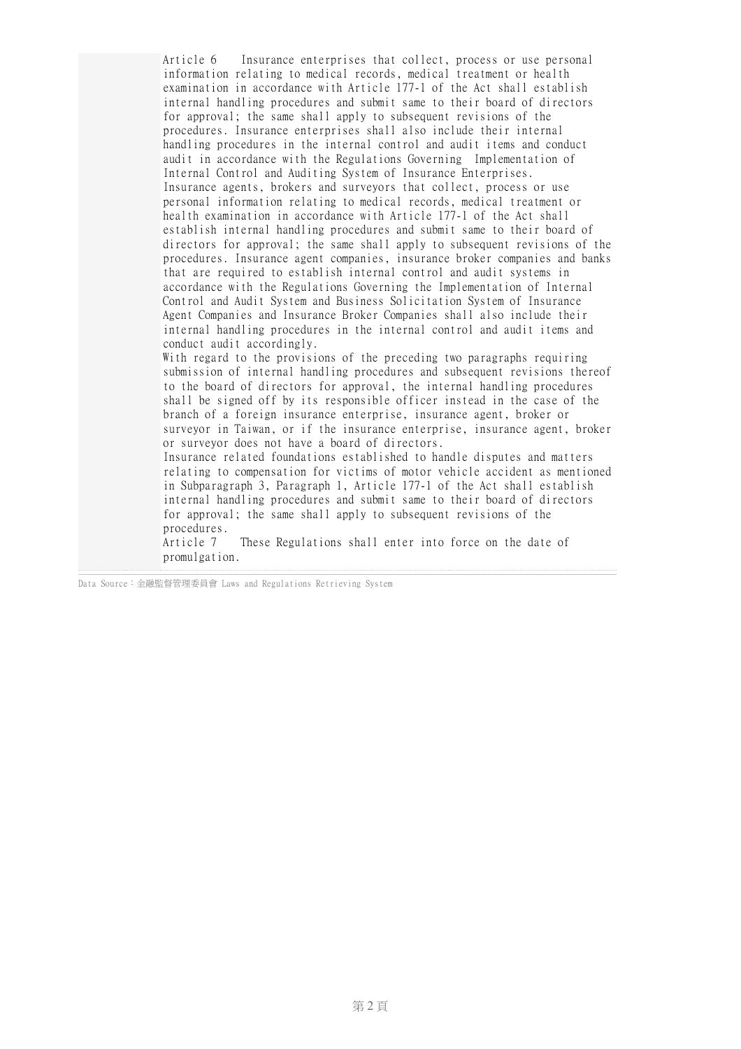Article 6 Insurance enterprises that collect, process or use personal information relating to medical records, medical treatment or health examination in accordance with Article 177-1 of the Act shall establish internal handling procedures and submit same to their board of directors for approval; the same shall apply to subsequent revisions of the procedures. Insurance enterprises shall also include their internal handling procedures in the internal control and audit items and conduct audit in accordance with the Regulations Governing Implementation of Internal Control and Auditing System of Insurance Enterprises.

Insurance agents, brokers and surveyors that collect, process or use personal information relating to medical records, medical treatment or health examination in accordance with Article 177-1 of the Act shall establish internal handling procedures and submit same to their board of directors for approval; the same shall apply to subsequent revisions of the procedures. Insurance agent companies, insurance broker companies and banks that are required to establish internal control and audit systems in accordance with the Regulations Governing the Implementation of Internal Control and Audit System and Business Solicitation System of Insurance Agent Companies and Insurance Broker Companies shall also include their internal handling procedures in the internal control and audit items and conduct audit accordingly.

With regard to the provisions of the preceding two paragraphs requiring submission of internal handling procedures and subsequent revisions thereof to the board of directors for approval, the internal handling procedures shall be signed off by its responsible officer instead in the case of the branch of a foreign insurance enterprise, insurance agent, broker or surveyor in Taiwan, or if the insurance enterprise, insurance agent, broker or surveyor does not have a board of directors.

Insurance related foundations established to handle disputes and matters relating to compensation for victims of motor vehicle accident as mentioned in Subparagraph 3, Paragraph 1, Article 177-1 of the Act shall establish internal handling procedures and submit same to their board of directors for approval; the same shall apply to subsequent revisions of the procedures.

Article 7 These Regulations shall enter into force on the date of promulgation.

Data Source：金融監督管理委員會 Laws and Regulations Retrieving System